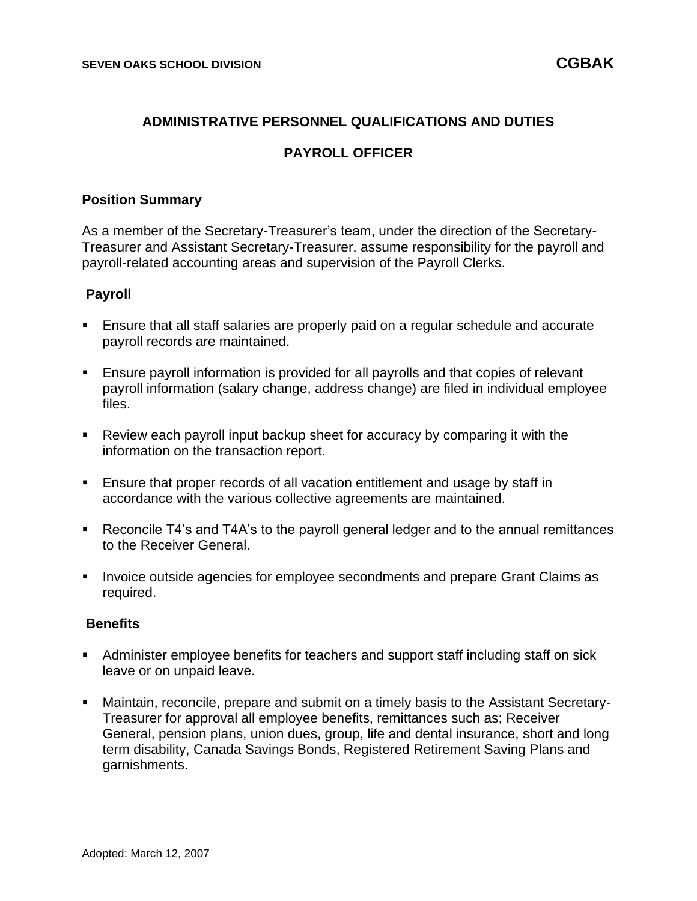SEVEN OAKS SCHOOL DIVISION **CGBAK**

## ADMINISTRATIVE PERSONNEL QUALIFICATIONS AND DUTIES

## PAYROLL OFFICER

### Position Summary

As a member of the Secretary-Treasurer's team, under the direction of the Secretary-Treasurer and Assistant Secretary-Treasurer, assume responsibility for the payroll and payroll-related accounting areas and supervision of the Payroll Clerks.

### Payroll

- Ensure that all staff salaries are properly paid on a regular schedule and accurate payroll records are maintained.
- Ensure payroll information is provided for all payrolls and that copies of relevant payroll information (salary change, address change) are filed in individual employee files.
- Review each payroll input backup sheet for accuracy by comparing it with the information on the transaction report.
- Ensure that proper records of all vacation entitlement and usage by staff in accordance with the various collective agreements are maintained.
- Reconcile T4's and T4A's to the payroll general ledger and to the annual remittances to the Receiver General.
- Invoice outside agencies for employee secondments and prepare Grant Claims as required.

### Benefits

- Administer employee benefits for teachers and support staff including staff on sick leave or on unpaid leave.
- Maintain, reconcile, prepare and submit on a timely basis to the Assistant Secretary-Treasurer for approval all employee benefits, remittances such as; Receiver General, pension plans, union dues, group, life and dental insurance, short and long term disability, Canada Savings Bonds, Registered Retirement Saving Plans and garnishments.

Adopted: March 12, 2007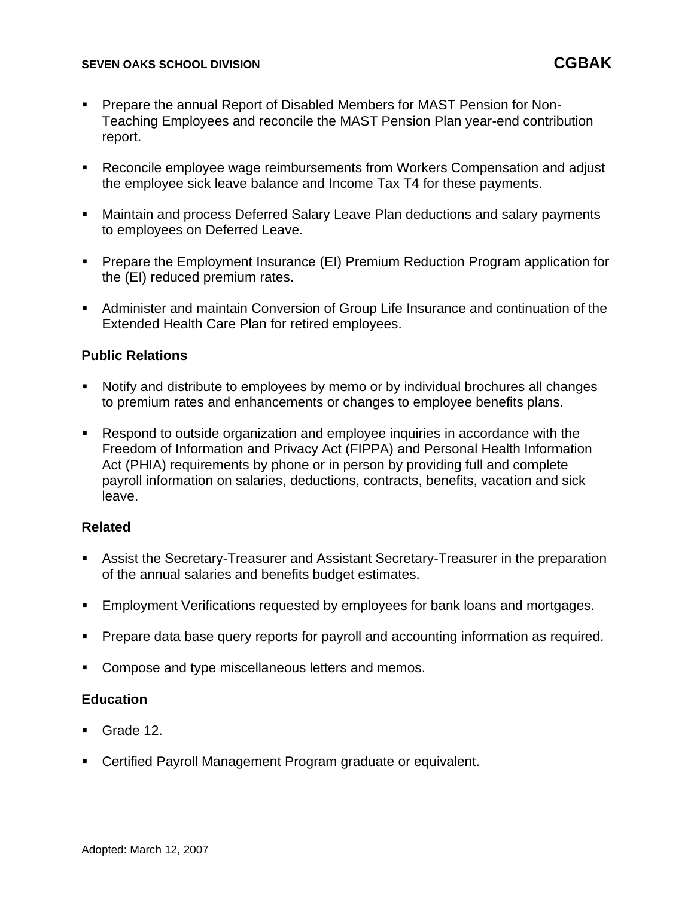- Prepare the annual Report of Disabled Members for MAST Pension for Non-Teaching Employees and reconcile the MAST Pension Plan year-end contribution report.

- Reconcile employee wage reimbursements from Workers Compensation and adjust the employee sick leave balance and Income Tax T4 for these payments.

- Maintain and process Deferred Salary Leave Plan deductions and salary payments to employees on Deferred Leave.

- Prepare the Employment Insurance (EI) Premium Reduction Program application for the (EI) reduced premium rates.

- Administer and maintain Conversion of Group Life Insurance and continuation of the Extended Health Care Plan for retired employees.

**Public Relations**

- Notify and distribute to employees by memo or by individual brochures all changes to premium rates and enhancements or changes to employee benefits plans.

- Respond to outside organization and employee inquiries in accordance with the Freedom of Information and Privacy Act (FIPPA) and Personal Health Information Act (PHIA) requirements by phone or in person by providing full and complete payroll information on salaries, deductions, contracts, benefits, vacation and sick leave.

**Related**

- Assist the Secretary-Treasurer and Assistant Secretary-Treasurer in the preparation of the annual salaries and benefits budget estimates.

- Employment Verifications requested by employees for bank loans and mortgages.

- Prepare data base query reports for payroll and accounting information as required.

- Compose and type miscellaneous letters and memos.

**Education**

- Grade 12.

- Certified Payroll Management Program graduate or equivalent.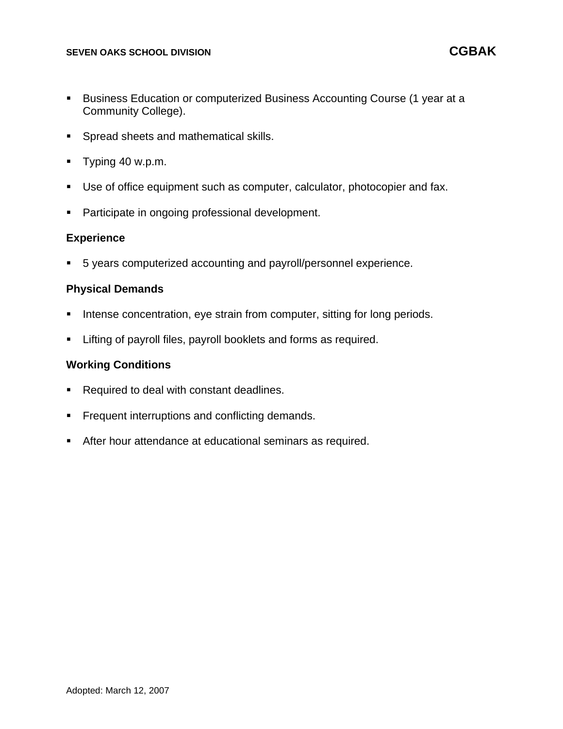- Business Education or computerized Business Accounting Course (1 year at a Community College).
- Spread sheets and mathematical skills.
- Typing 40 w.p.m.
- Use of office equipment such as computer, calculator, photocopier and fax.
- Participate in ongoing professional development.

**Experience**

- 5 years computerized accounting and payroll/personnel experience.

**Physical Demands**

- Intense concentration, eye strain from computer, sitting for long periods.
- Lifting of payroll files, payroll booklets and forms as required.

**Working Conditions**

- Required to deal with constant deadlines.
- Frequent interruptions and conflicting demands.
- After hour attendance at educational seminars as required.

Adopted: March 12, 2007